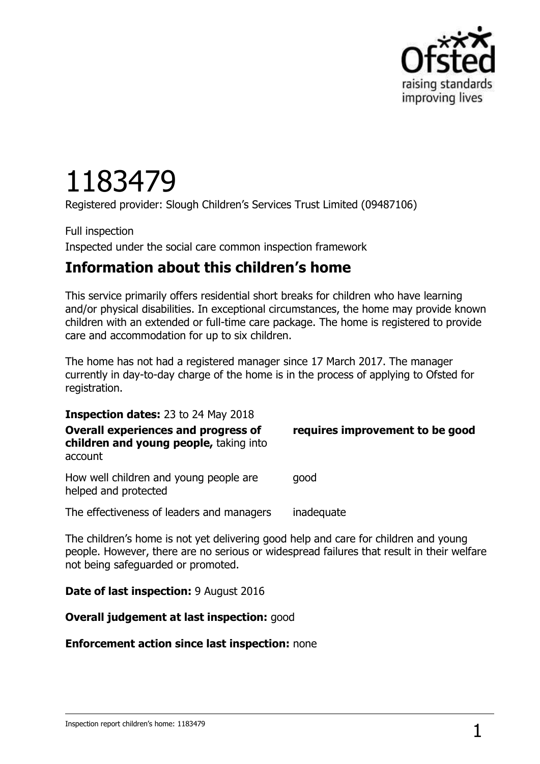# 1183479

Registered provider: Slough Children's Services Trust Limited (09487106)

Full inspection

Inspected under the social care common inspection framework

## Information about this children's home

This service primarily offers residential short breaks for children who have learning and/or physical disabilities. In exceptional circumstances, the home may provide known children with an extended or full-time care package. The home is registered to provide care and accommodation for up to six children.

The home has not had a registered manager since 17 March 2017. The manager currently in day-to-day charge of the home is in the process of applying to Ofsted for registration.

**Inspection dates:** 23 to 24 May 2018

| | |
|---|---|
| **Overall experiences and progress of children and young people,** taking into account | **requires improvement to be good** |
| How well children and young people are helped and protected | good |
| The effectiveness of leaders and managers | inadequate |

The children's home is not yet delivering good help and care for children and young people. However, there are no serious or widespread failures that result in their welfare not being safeguarded or promoted.

**Date of last inspection:** 9 August 2016

**Overall judgement at last inspection:** good

**Enforcement action since last inspection:** none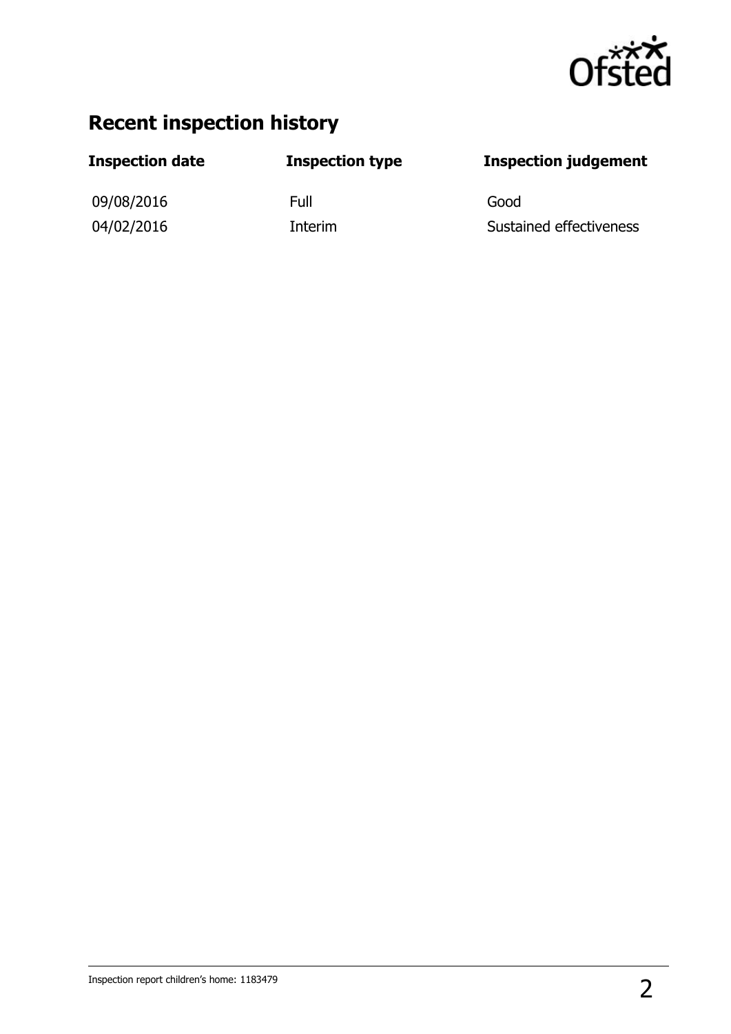## Recent inspection history

| Inspection date | Inspection type | Inspection judgement |
| --- | --- | --- |
| 09/08/2016 | Full | Good |
| 04/02/2016 | Interim | Sustained effectiveness |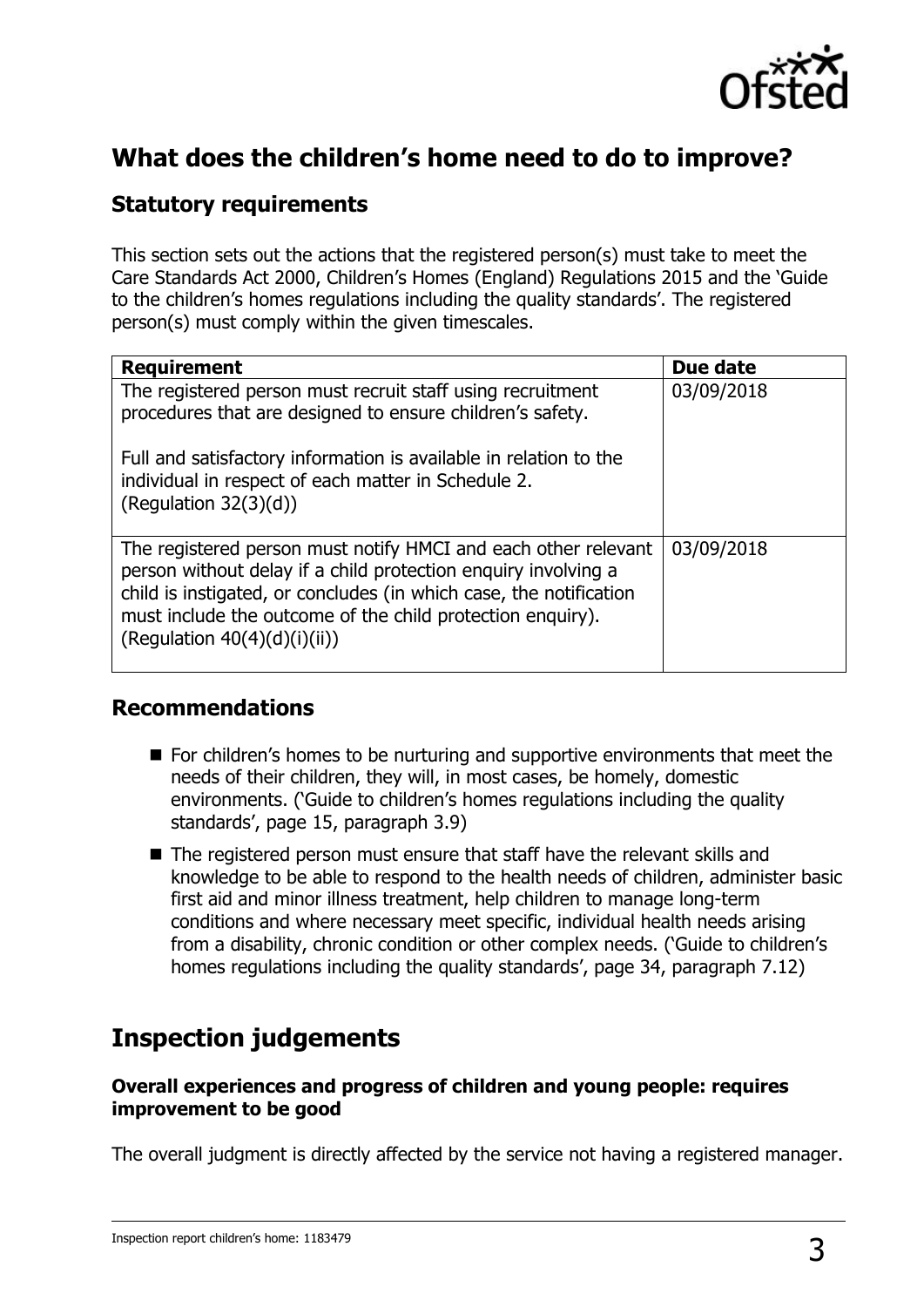## What does the children's home need to do to improve?

### Statutory requirements

This section sets out the actions that the registered person(s) must take to meet the Care Standards Act 2000, Children's Homes (England) Regulations 2015 and the 'Guide to the children's homes regulations including the quality standards'. The registered person(s) must comply within the given timescales.

| Requirement | Due date |
|---|---|
| The registered person must recruit staff using recruitment procedures that are designed to ensure children's safety.<br><br>Full and satisfactory information is available in relation to the individual in respect of each matter in Schedule 2. (Regulation 32(3)(d)) | 03/09/2018 |
| The registered person must notify HMCI and each other relevant person without delay if a child protection enquiry involving a child is instigated, or concludes (in which case, the notification must include the outcome of the child protection enquiry). (Regulation 40(4)(d)(i)(ii)) | 03/09/2018 |

### Recommendations

- For children's homes to be nurturing and supportive environments that meet the needs of their children, they will, in most cases, be homely, domestic environments. ('Guide to children's homes regulations including the quality standards', page 15, paragraph 3.9)
- The registered person must ensure that staff have the relevant skills and knowledge to be able to respond to the health needs of children, administer basic first aid and minor illness treatment, help children to manage long-term conditions and where necessary meet specific, individual health needs arising from a disability, chronic condition or other complex needs. ('Guide to children's homes regulations including the quality standards', page 34, paragraph 7.12)

## Inspection judgements

#### Overall experiences and progress of children and young people: requires improvement to be good

The overall judgment is directly affected by the service not having a registered manager.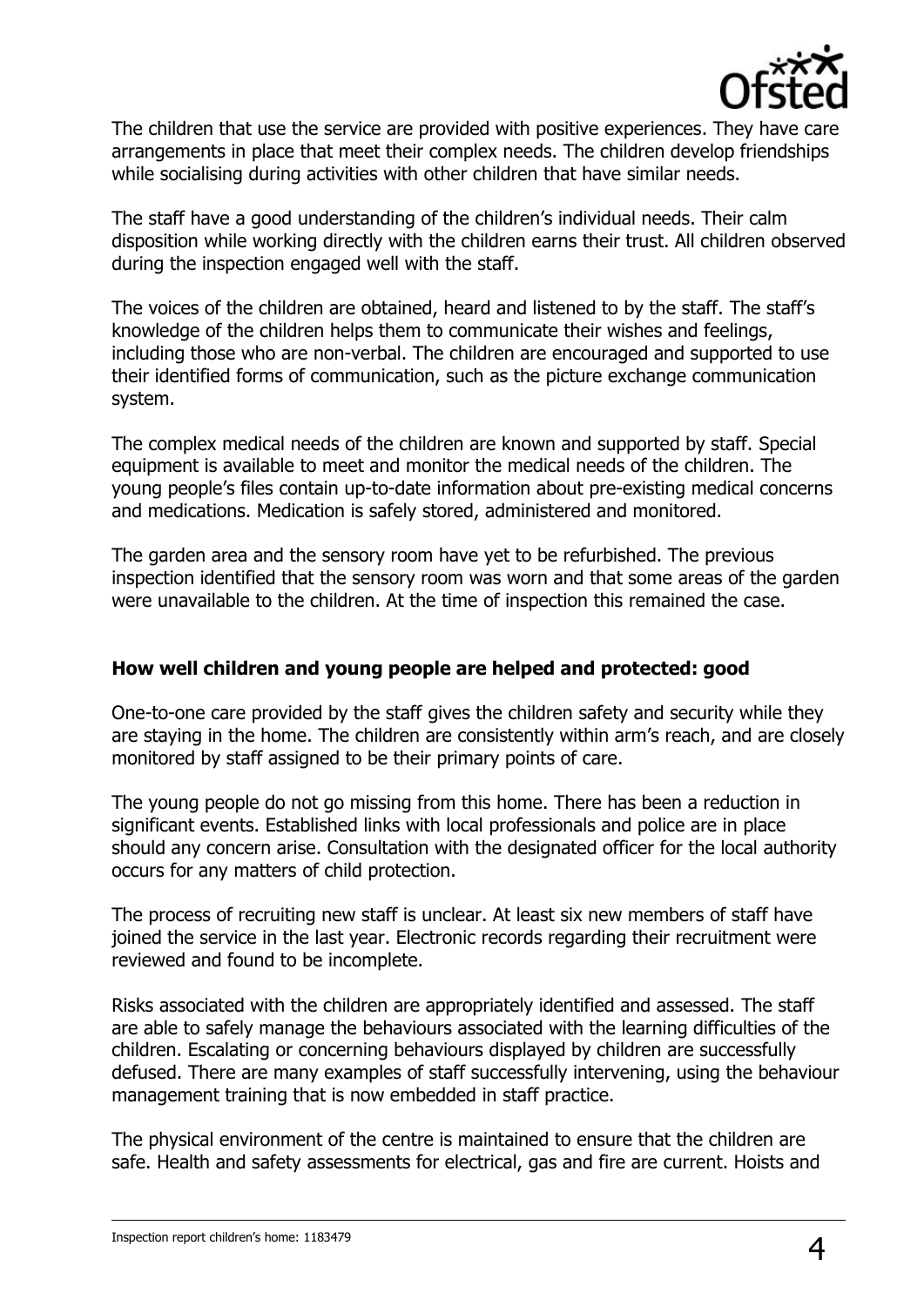The children that use the service are provided with positive experiences. They have care arrangements in place that meet their complex needs. The children develop friendships while socialising during activities with other children that have similar needs.

The staff have a good understanding of the children's individual needs. Their calm disposition while working directly with the children earns their trust. All children observed during the inspection engaged well with the staff.

The voices of the children are obtained, heard and listened to by the staff. The staff's knowledge of the children helps them to communicate their wishes and feelings, including those who are non-verbal. The children are encouraged and supported to use their identified forms of communication, such as the picture exchange communication system.

The complex medical needs of the children are known and supported by staff. Special equipment is available to meet and monitor the medical needs of the children. The young people's files contain up-to-date information about pre-existing medical concerns and medications. Medication is safely stored, administered and monitored.

The garden area and the sensory room have yet to be refurbished. The previous inspection identified that the sensory room was worn and that some areas of the garden were unavailable to the children. At the time of inspection this remained the case.

### How well children and young people are helped and protected: good

One-to-one care provided by the staff gives the children safety and security while they are staying in the home. The children are consistently within arm's reach, and are closely monitored by staff assigned to be their primary points of care.

The young people do not go missing from this home. There has been a reduction in significant events. Established links with local professionals and police are in place should any concern arise. Consultation with the designated officer for the local authority occurs for any matters of child protection.

The process of recruiting new staff is unclear. At least six new members of staff have joined the service in the last year. Electronic records regarding their recruitment were reviewed and found to be incomplete.

Risks associated with the children are appropriately identified and assessed. The staff are able to safely manage the behaviours associated with the learning difficulties of the children. Escalating or concerning behaviours displayed by children are successfully defused. There are many examples of staff successfully intervening, using the behaviour management training that is now embedded in staff practice.

The physical environment of the centre is maintained to ensure that the children are safe. Health and safety assessments for electrical, gas and fire are current. Hoists and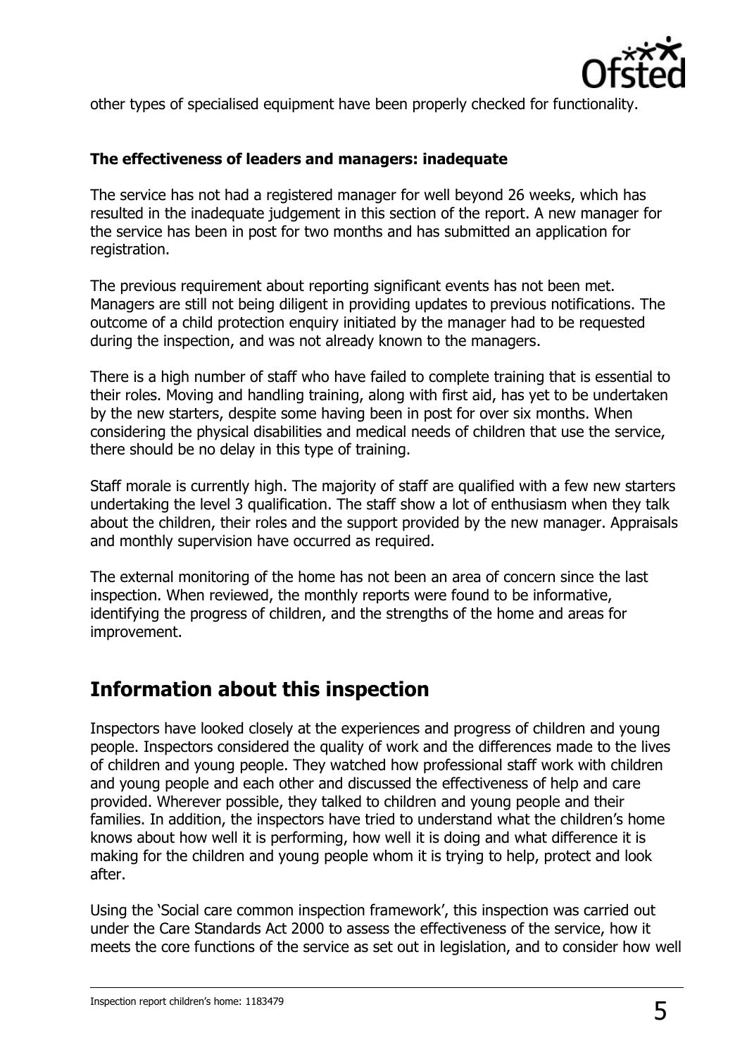other types of specialised equipment have been properly checked for functionality.

**The effectiveness of leaders and managers: inadequate**

The service has not had a registered manager for well beyond 26 weeks, which has resulted in the inadequate judgement in this section of the report. A new manager for the service has been in post for two months and has submitted an application for registration.

The previous requirement about reporting significant events has not been met. Managers are still not being diligent in providing updates to previous notifications. The outcome of a child protection enquiry initiated by the manager had to be requested during the inspection, and was not already known to the managers.

There is a high number of staff who have failed to complete training that is essential to their roles. Moving and handling training, along with first aid, has yet to be undertaken by the new starters, despite some having been in post for over six months. When considering the physical disabilities and medical needs of children that use the service, there should be no delay in this type of training.

Staff morale is currently high. The majority of staff are qualified with a few new starters undertaking the level 3 qualification. The staff show a lot of enthusiasm when they talk about the children, their roles and the support provided by the new manager. Appraisals and monthly supervision have occurred as required.

The external monitoring of the home has not been an area of concern since the last inspection. When reviewed, the monthly reports were found to be informative, identifying the progress of children, and the strengths of the home and areas for improvement.

## Information about this inspection

Inspectors have looked closely at the experiences and progress of children and young people. Inspectors considered the quality of work and the differences made to the lives of children and young people. They watched how professional staff work with children and young people and each other and discussed the effectiveness of help and care provided. Wherever possible, they talked to children and young people and their families. In addition, the inspectors have tried to understand what the children's home knows about how well it is performing, how well it is doing and what difference it is making for the children and young people whom it is trying to help, protect and look after.

Using the 'Social care common inspection framework', this inspection was carried out under the Care Standards Act 2000 to assess the effectiveness of the service, how it meets the core functions of the service as set out in legislation, and to consider how well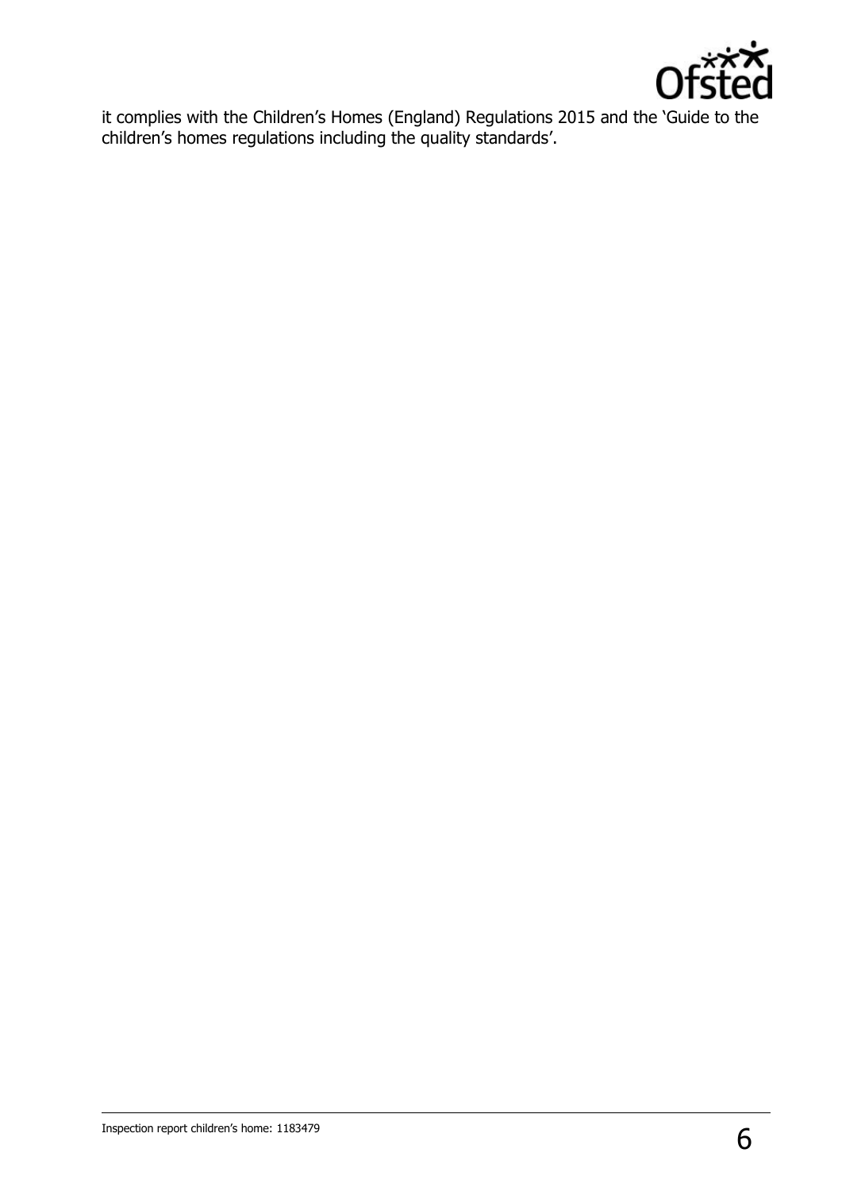it complies with the Children's Homes (England) Regulations 2015 and the 'Guide to the children's homes regulations including the quality standards'.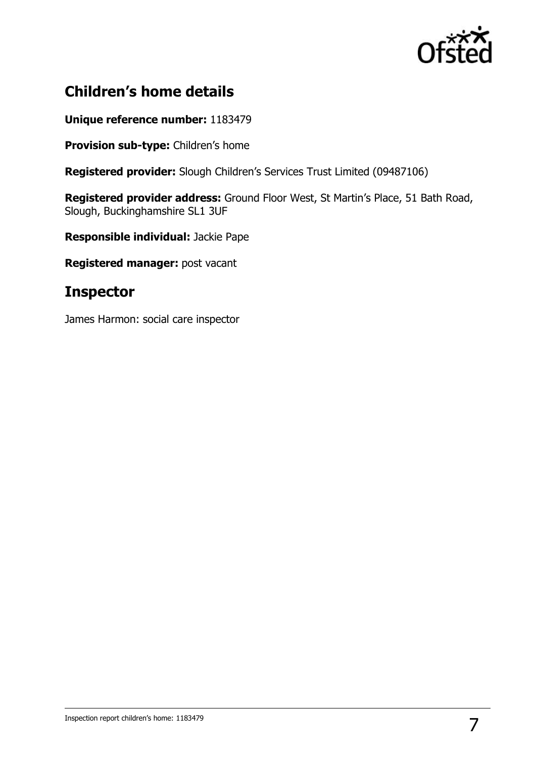## Children's home details

**Unique reference number:** 1183479

**Provision sub-type:** Children's home

**Registered provider:** Slough Children's Services Trust Limited (09487106)

**Registered provider address:** Ground Floor West, St Martin's Place, 51 Bath Road, Slough, Buckinghamshire SL1 3UF

**Responsible individual:** Jackie Pape

**Registered manager:** post vacant

## Inspector

James Harmon: social care inspector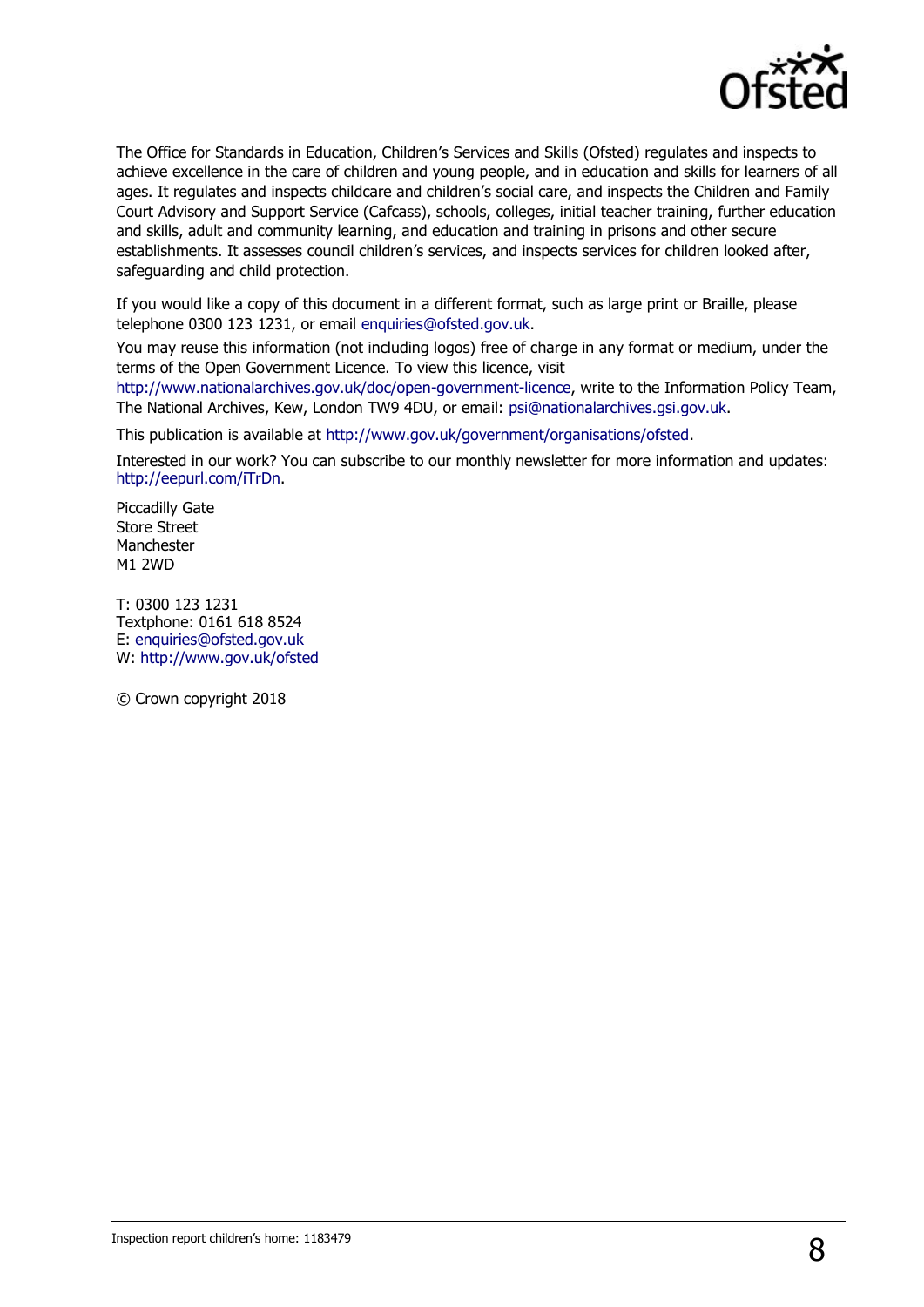The Office for Standards in Education, Children's Services and Skills (Ofsted) regulates and inspects to achieve excellence in the care of children and young people, and in education and skills for learners of all ages. It regulates and inspects childcare and children's social care, and inspects the Children and Family Court Advisory and Support Service (Cafcass), schools, colleges, initial teacher training, further education and skills, adult and community learning, and education and training in prisons and other secure establishments. It assesses council children's services, and inspects services for children looked after, safeguarding and child protection.

If you would like a copy of this document in a different format, such as large print or Braille, please telephone 0300 123 1231, or email enquiries@ofsted.gov.uk.

You may reuse this information (not including logos) free of charge in any format or medium, under the terms of the Open Government Licence. To view this licence, visit http://www.nationalarchives.gov.uk/doc/open-government-licence, write to the Information Policy Team, The National Archives, Kew, London TW9 4DU, or email: psi@nationalarchives.gsi.gov.uk.

This publication is available at http://www.gov.uk/government/organisations/ofsted.

Interested in our work? You can subscribe to our monthly newsletter for more information and updates: http://eepurl.com/iTrDn.

Piccadilly Gate
Store Street
Manchester
M1 2WD

T: 0300 123 1231
Textphone: 0161 618 8524
E: enquiries@ofsted.gov.uk
W: http://www.gov.uk/ofsted

© Crown copyright 2018